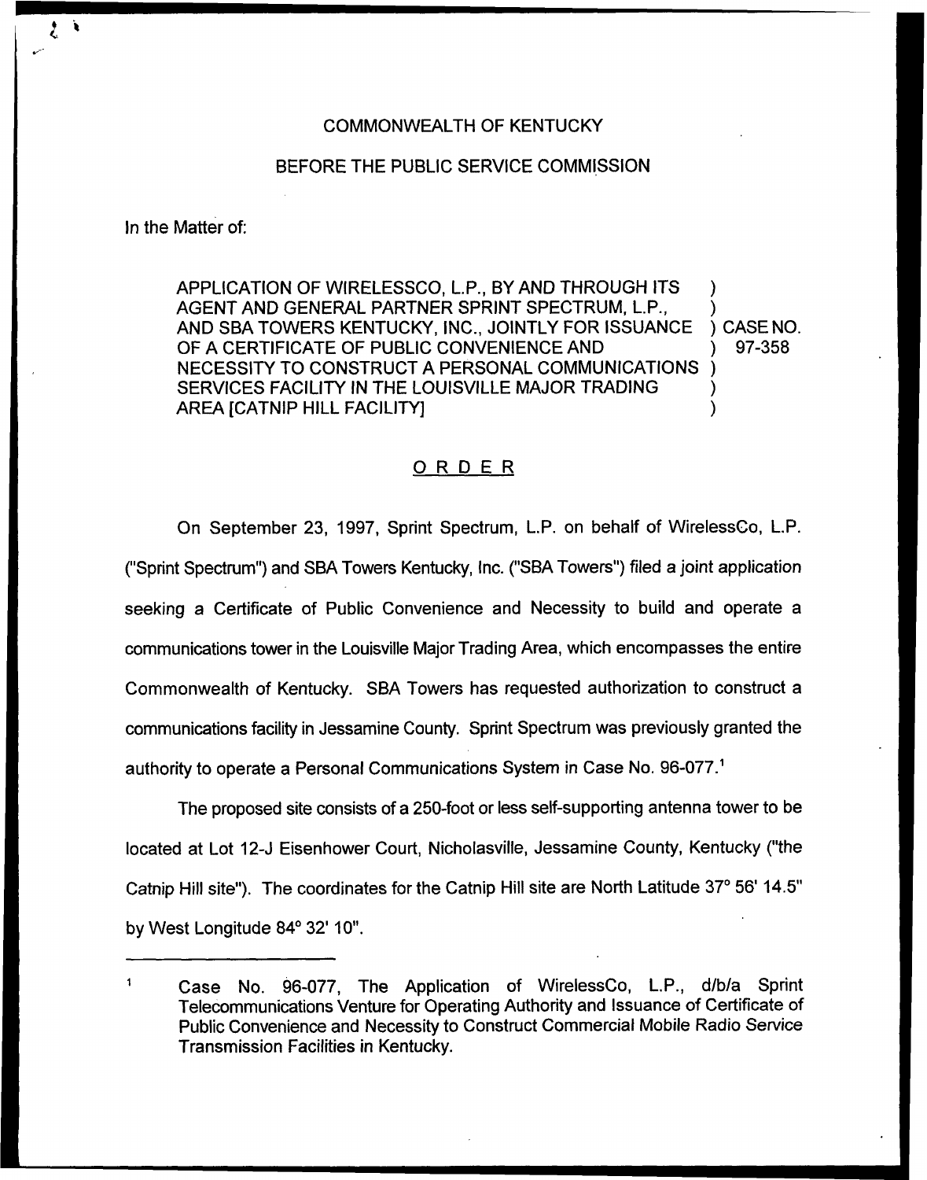COMMONWEALTH OF KENTUCKY

BEFORE THE PUBLIC SERVICE COMMISSION

In the Matter of:

APPLICATION OF WIRELESSCO, L.P., BY AND THROUGH ITS AGENT AND GENERAL PARTNER SPRINT SPECTRUM, L.P., AND SBA TOWERS KENTUCKY, INC., JOINTLY FOR ISSUANCE OF A CERTIFICATE OF PUBLIC CONVENIENCE AND NECESSITY TO CONSTRUCT A PERSONAL COMMUNICATIONS SERVICES FACILITY IN THE LOUISVILLE MAJOR TRADING AREA [CATNIP HILL FACILITY] ) CASE NO. 97-358

## ORDER

On September 23, 1997, Sprint Spectrum, L.P. on behalf of WirelessCo, L.P. ("Sprint Spectrum") and SBA Towers Kentucky, Inc. ("SBA Towers") filed a joint application seeking a Certificate of Public Convenience and Necessity to build and operate a communications tower in the Louisville Major Trading Area, which encompasses the entire Commonwealth of Kentucky. SBA Towers has requested authorization to construct a communications facility in Jessamine County. Sprint Spectrum was previously granted the authority to operate a Personal Communications System in Case No. 96-077.[1]

The proposed site consists of a 250-foot or less self-supporting antenna tower to be located at Lot 12-J Eisenhower Court, Nicholasville, Jessamine County, Kentucky ("the Catnip Hill site"). The coordinates for the Catnip Hill site are North Latitude 37° 56' 14.5" by West Longitude 84° 32' 10".

[1] Case No. 96-077, The Application of WirelessCo, L.P., d/b/a Sprint Telecommunications Venture for Operating Authority and Issuance of Certificate of Public Convenience and Necessity to Construct Commercial Mobile Radio Service Transmission Facilities in Kentucky.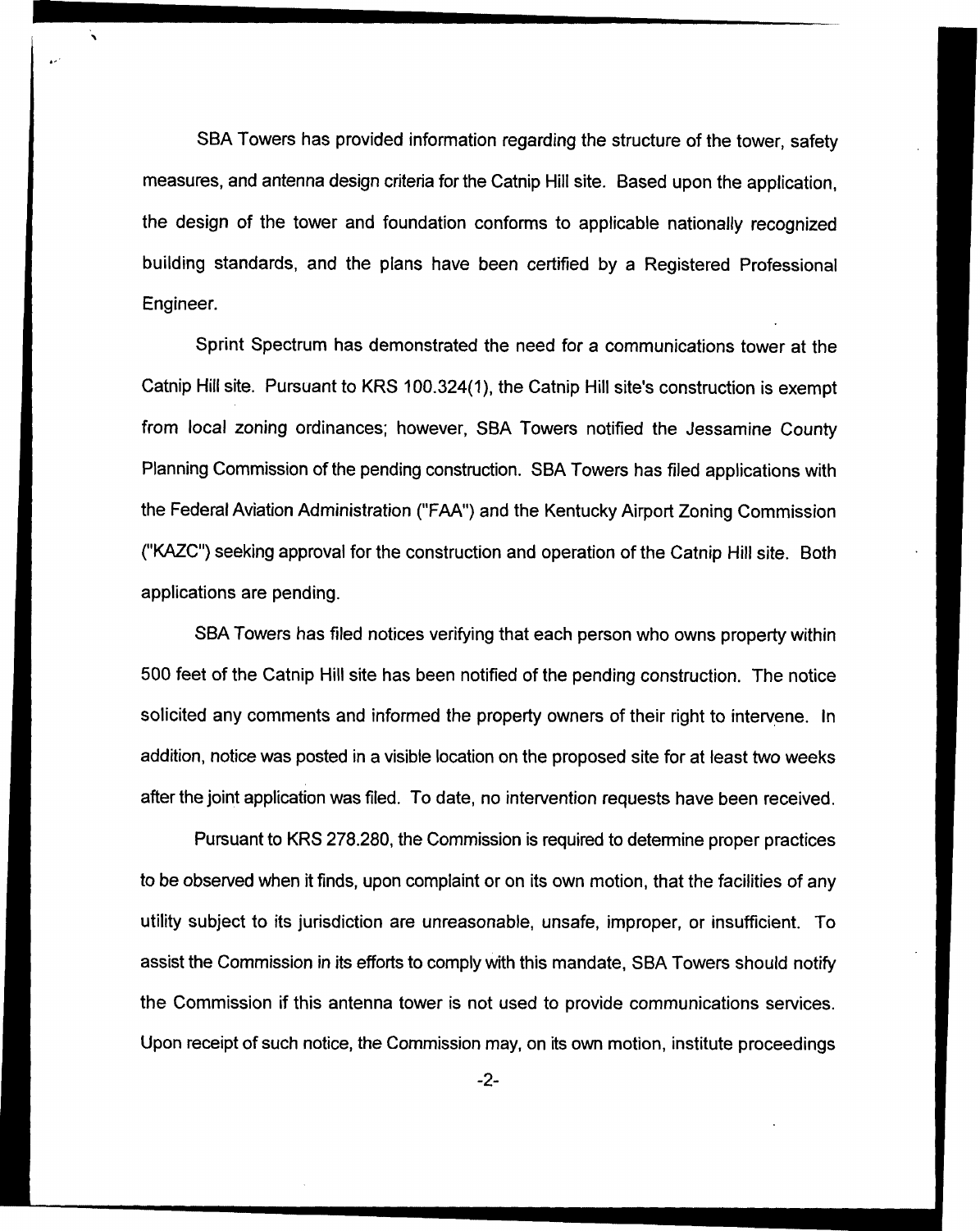SBA Towers has provided information regarding the structure of the tower, safety measures, and antenna design criteria for the Catnip Hill site. Based upon the application, the design of the tower and foundation conforms to applicable nationally recognized building standards, and the plans have been certified by a Registered Professional Engineer.

Sprint Spectrum has demonstrated the need for a communications tower at the Catnip Hill site. Pursuant to KRS 100.324(1), the Catnip Hill site's construction is exempt from local zoning ordinances; however, SBA Towers notified the Jessamine County Planning Commission of the pending construction. SBA Towers has filed applications with the Federal Aviation Administration ("FAA") and the Kentucky Airport Zoning Commission ("KAZC") seeking approval for the construction and operation of the Catnip Hill site. Both applications are pending.

SBA Towers has filed notices verifying that each person who owns property within 500 feet of the Catnip Hill site has been notified of the pending construction. The notice solicited any comments and informed the property owners of their right to intervene. In addition, notice was posted in a visible location on the proposed site for at least two weeks after the joint application was filed. To date, no intervention requests have been received.

Pursuant to KRS 278.280, the Commission is required to determine proper practices to be observed when it finds, upon complaint or on its own motion, that the facilities of any utility subject to its jurisdiction are unreasonable, unsafe, improper, or insufficient. To assist the Commission in its efforts to comply with this mandate, SBA Towers should notify the Commission if this antenna tower is not used to provide communications services. Upon receipt of such notice, the Commission may, on its own motion, institute proceedings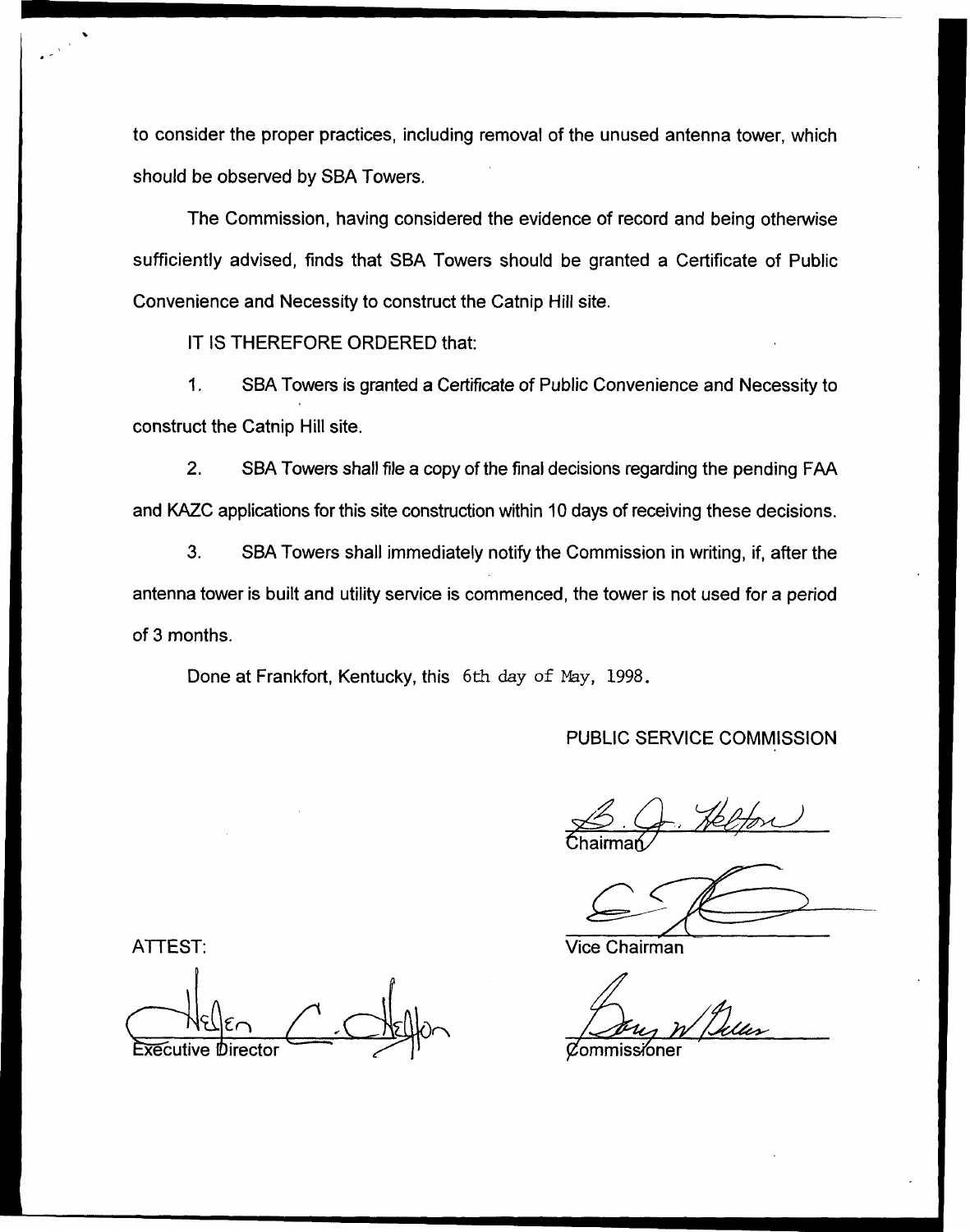to consider the proper practices, including removal of the unused antenna tower, which should be observed by SBA Towers.

The Commission, having considered the evidence of record and being otherwise sufficiently advised, finds that SBA Towers should be granted a Certificate of Public Convenience and Necessity to construct the Catnip Hill site.

IT IS THEREFORE ORDERED that:

1. SBA Towers is granted a Certificate of Public Convenience and Necessity to construct the Catnip Hill site.

2. SBA Towers shall file a copy of the final decisions regarding the pending FAA and KAZC applications for this site construction within 10 days of receiving these decisions.

3. SBA Towers shall immediately notify the Commission in writing, if, after the antenna tower is built and utility service is commenced, the tower is not used for a period of 3 months.

Done at Frankfort, Kentucky, this 6th day of May, 1998.

PUBLIC SERVICE COMMISSION

Chairman

Vice Chairman

Commissioner

ATTEST:

Executive Director